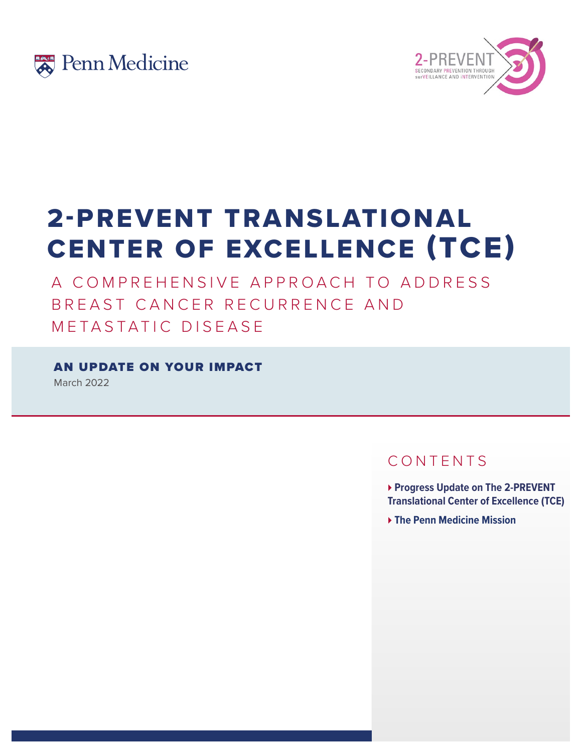Penn Medicine

2-PREVENT
SECONDARY PREVENTION THROUGH surVEILLANCE AND iNTERVENTION

# 2-PREVENT TRANSLATIONAL CENTER OF EXCELLENCE (TCE)

## A COMPREHENSIVE APPROACH TO ADDRESS BREAST CANCER RECURRENCE AND METASTATIC DISEASE

### AN UPDATE ON YOUR IMPACT

March 2022

## CONTENTS

- **Progress Update on The 2-PREVENT Translational Center of Excellence (TCE)**
- **The Penn Medicine Mission**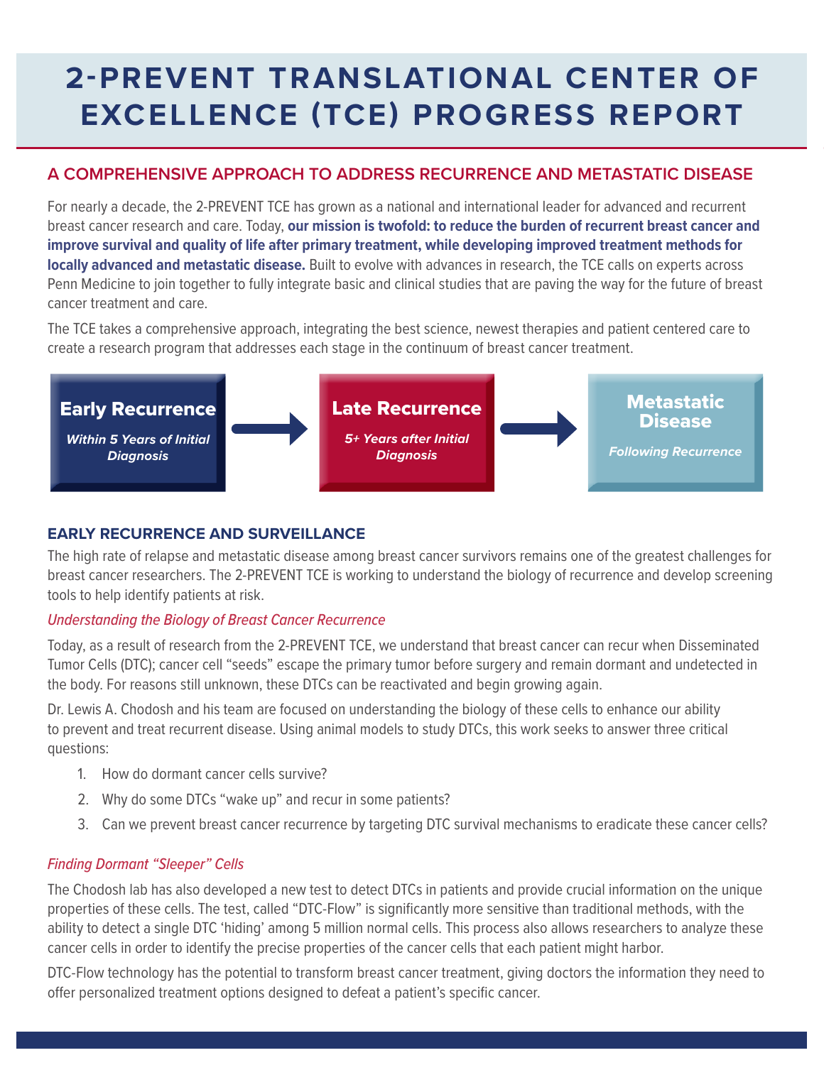# 2-PREVENT TRANSLATIONAL CENTER OF EXCELLENCE (TCE) PROGRESS REPORT

## A COMPREHENSIVE APPROACH TO ADDRESS RECURRENCE AND METASTATIC DISEASE

For nearly a decade, the 2-PREVENT TCE has grown as a national and international leader for advanced and recurrent breast cancer research and care. Today, **our mission is twofold: to reduce the burden of recurrent breast cancer and improve survival and quality of life after primary treatment, while developing improved treatment methods for locally advanced and metastatic disease.** Built to evolve with advances in research, the TCE calls on experts across Penn Medicine to join together to fully integrate basic and clinical studies that are paving the way for the future of breast cancer treatment and care.

The TCE takes a comprehensive approach, integrating the best science, newest therapies and patient centered care to create a research program that addresses each stage in the continuum of breast cancer treatment.

**Early Recurrence**
*Within 5 Years of Initial Diagnosis*

→

**Late Recurrence**
*5+ Years after Initial Diagnosis*

→

**Metastatic Disease**
*Following Recurrence*

### EARLY RECURRENCE AND SURVEILLANCE

The high rate of relapse and metastatic disease among breast cancer survivors remains one of the greatest challenges for breast cancer researchers. The 2-PREVENT TCE is working to understand the biology of recurrence and develop screening tools to help identify patients at risk.

*Understanding the Biology of Breast Cancer Recurrence*

Today, as a result of research from the 2-PREVENT TCE, we understand that breast cancer can recur when Disseminated Tumor Cells (DTC); cancer cell “seeds” escape the primary tumor before surgery and remain dormant and undetected in the body. For reasons still unknown, these DTCs can be reactivated and begin growing again.

Dr. Lewis A. Chodosh and his team are focused on understanding the biology of these cells to enhance our ability to prevent and treat recurrent disease. Using animal models to study DTCs, this work seeks to answer three critical questions:

1. How do dormant cancer cells survive?
2. Why do some DTCs “wake up” and recur in some patients?
3. Can we prevent breast cancer recurrence by targeting DTC survival mechanisms to eradicate these cancer cells?

*Finding Dormant “Sleeper” Cells*

The Chodosh lab has also developed a new test to detect DTCs in patients and provide crucial information on the unique properties of these cells. The test, called “DTC-Flow” is significantly more sensitive than traditional methods, with the ability to detect a single DTC ‘hiding’ among 5 million normal cells. This process also allows researchers to analyze these cancer cells in order to identify the precise properties of the cancer cells that each patient might harbor.

DTC-Flow technology has the potential to transform breast cancer treatment, giving doctors the information they need to offer personalized treatment options designed to defeat a patient’s specific cancer.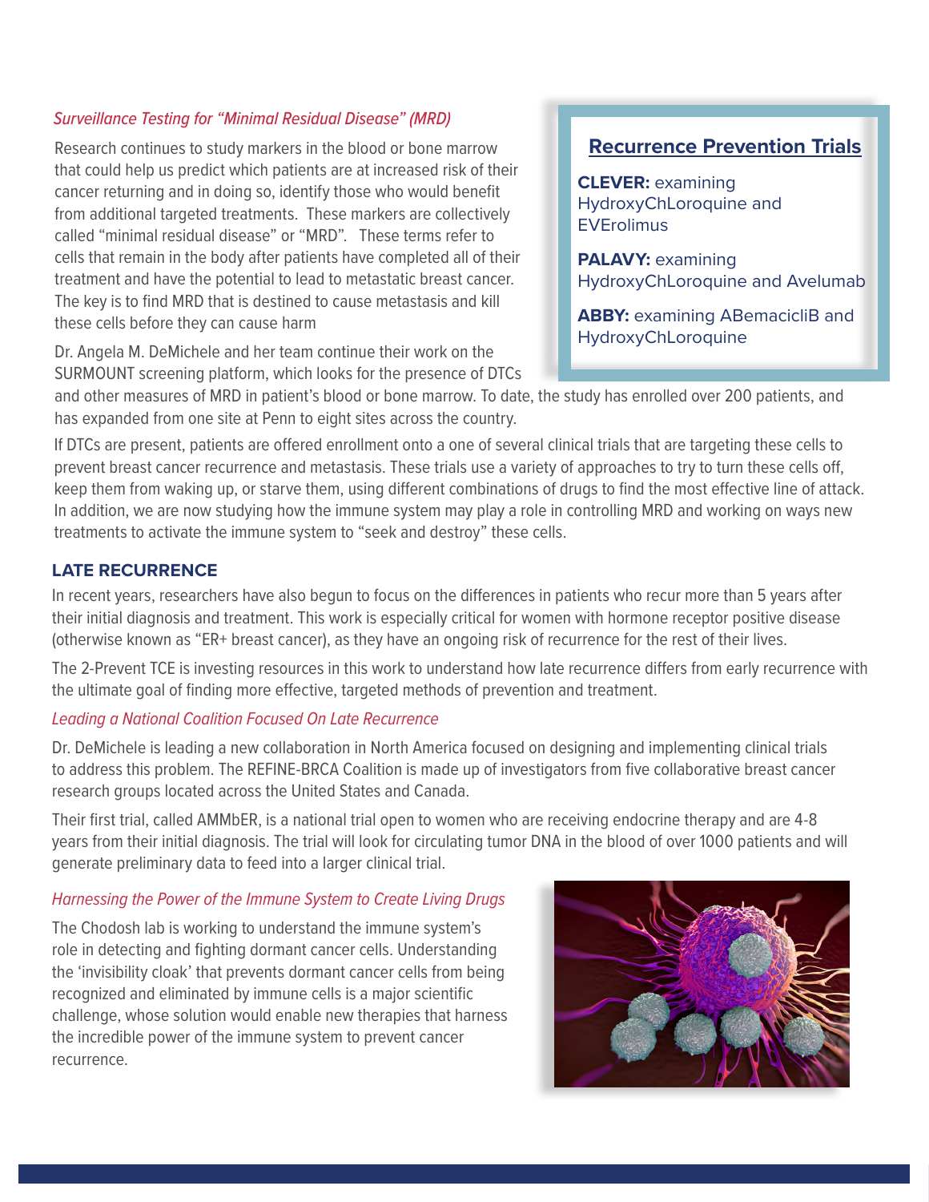*Surveillance Testing for "Minimal Residual Disease" (MRD)*

Research continues to study markers in the blood or bone marrow that could help us predict which patients are at increased risk of their cancer returning and in doing so, identify those who would benefit from additional targeted treatments. These markers are collectively called "minimal residual disease" or "MRD". These terms refer to cells that remain in the body after patients have completed all of their treatment and have the potential to lead to metastatic breast cancer. The key is to find MRD that is destined to cause metastasis and kill these cells before they can cause harm

Dr. Angela M. DeMichele and her team continue their work on the SURMOUNT screening platform, which looks for the presence of DTCs and other measures of MRD in patient's blood or bone marrow. To date, the study has enrolled over 200 patients, and has expanded from one site at Penn to eight sites across the country.

If DTCs are present, patients are offered enrollment onto a one of several clinical trials that are targeting these cells to prevent breast cancer recurrence and metastasis. These trials use a variety of approaches to try to turn these cells off, keep them from waking up, or starve them, using different combinations of drugs to find the most effective line of attack. In addition, we are now studying how the immune system may play a role in controlling MRD and working on ways new treatments to activate the immune system to "seek and destroy" these cells.

### Recurrence Prevention Trials

**CLEVER:** examining HydroxyChLoroquine and EVErolimus

**PALAVY:** examining HydroxyChLoroquine and Avelumab

**ABBY:** examining ABemacicliB and HydroxyChLoroquine

## LATE RECURRENCE

In recent years, researchers have also begun to focus on the differences in patients who recur more than 5 years after their initial diagnosis and treatment. This work is especially critical for women with hormone receptor positive disease (otherwise known as "ER+ breast cancer), as they have an ongoing risk of recurrence for the rest of their lives.

The 2-Prevent TCE is investing resources in this work to understand how late recurrence differs from early recurrence with the ultimate goal of finding more effective, targeted methods of prevention and treatment.

*Leading a National Coalition Focused On Late Recurrence*

Dr. DeMichele is leading a new collaboration in North America focused on designing and implementing clinical trials to address this problem. The REFINE-BRCA Coalition is made up of investigators from five collaborative breast cancer research groups located across the United States and Canada.

Their first trial, called AMMbER, is a national trial open to women who are receiving endocrine therapy and are 4-8 years from their initial diagnosis. The trial will look for circulating tumor DNA in the blood of over 1000 patients and will generate preliminary data to feed into a larger clinical trial.

*Harnessing the Power of the Immune System to Create Living Drugs*

The Chodosh lab is working to understand the immune system's role in detecting and fighting dormant cancer cells. Understanding the 'invisibility cloak' that prevents dormant cancer cells from being recognized and eliminated by immune cells is a major scientific challenge, whose solution would enable new therapies that harness the incredible power of the immune system to prevent cancer recurrence.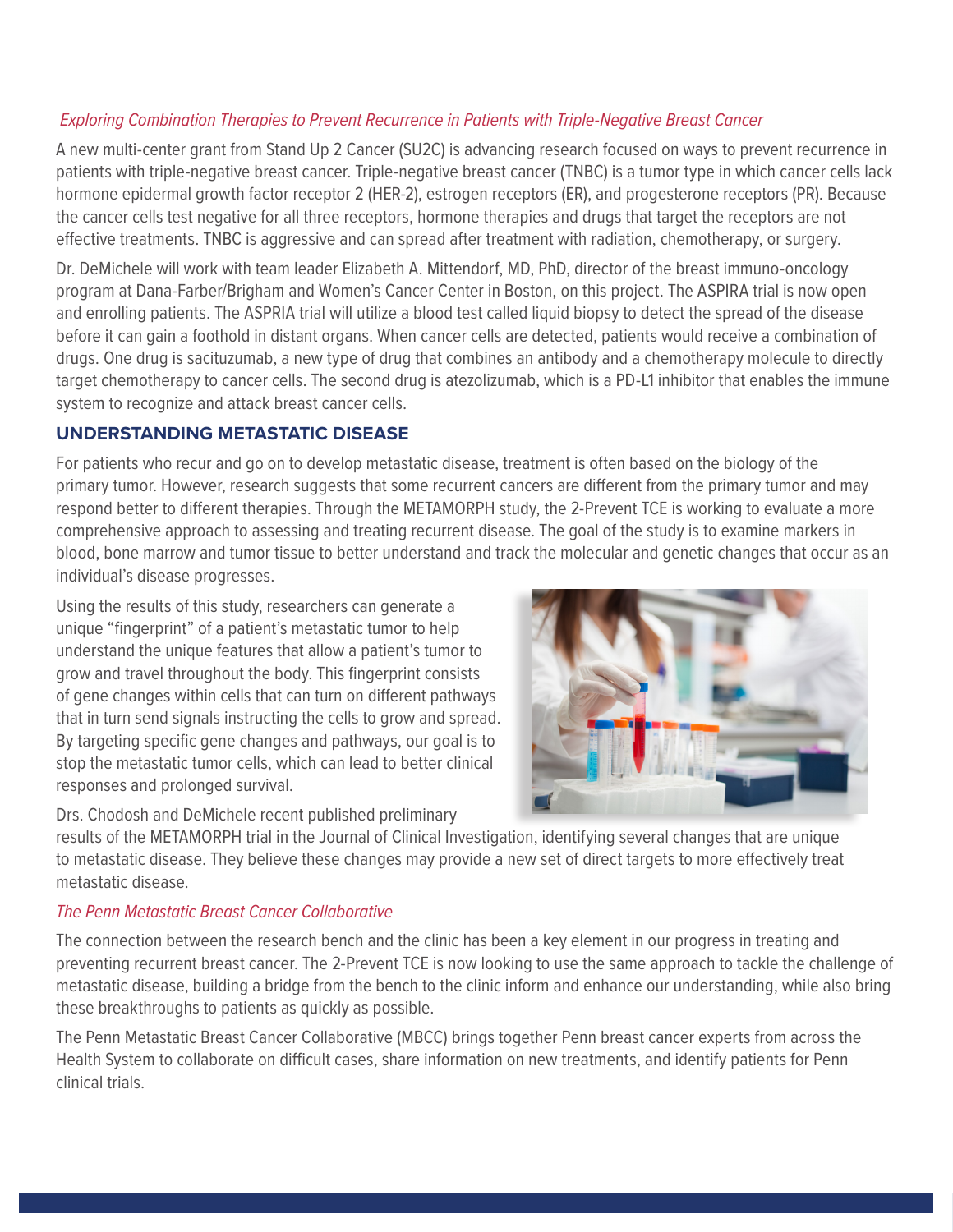*Exploring Combination Therapies to Prevent Recurrence in Patients with Triple-Negative Breast Cancer*

A new multi-center grant from Stand Up 2 Cancer (SU2C) is advancing research focused on ways to prevent recurrence in patients with triple-negative breast cancer. Triple-negative breast cancer (TNBC) is a tumor type in which cancer cells lack hormone epidermal growth factor receptor 2 (HER-2), estrogen receptors (ER), and progesterone receptors (PR). Because the cancer cells test negative for all three receptors, hormone therapies and drugs that target the receptors are not effective treatments. TNBC is aggressive and can spread after treatment with radiation, chemotherapy, or surgery.

Dr. DeMichele will work with team leader Elizabeth A. Mittendorf, MD, PhD, director of the breast immuno-oncology program at Dana-Farber/Brigham and Women's Cancer Center in Boston, on this project. The ASPIRA trial is now open and enrolling patients. The ASPRIA trial will utilize a blood test called liquid biopsy to detect the spread of the disease before it can gain a foothold in distant organs. When cancer cells are detected, patients would receive a combination of drugs. One drug is sacituzumab, a new type of drug that combines an antibody and a chemotherapy molecule to directly target chemotherapy to cancer cells. The second drug is atezolizumab, which is a PD-L1 inhibitor that enables the immune system to recognize and attack breast cancer cells.

## UNDERSTANDING METASTATIC DISEASE

For patients who recur and go on to develop metastatic disease, treatment is often based on the biology of the primary tumor. However, research suggests that some recurrent cancers are different from the primary tumor and may respond better to different therapies. Through the METAMORPH study, the 2-Prevent TCE is working to evaluate a more comprehensive approach to assessing and treating recurrent disease. The goal of the study is to examine markers in blood, bone marrow and tumor tissue to better understand and track the molecular and genetic changes that occur as an individual's disease progresses.

Using the results of this study, researchers can generate a unique "fingerprint" of a patient's metastatic tumor to help understand the unique features that allow a patient's tumor to grow and travel throughout the body. This fingerprint consists of gene changes within cells that can turn on different pathways that in turn send signals instructing the cells to grow and spread. By targeting specific gene changes and pathways, our goal is to stop the metastatic tumor cells, which can lead to better clinical responses and prolonged survival.

Drs. Chodosh and DeMichele recent published preliminary results of the METAMORPH trial in the Journal of Clinical Investigation, identifying several changes that are unique to metastatic disease. They believe these changes may provide a new set of direct targets to more effectively treat metastatic disease.

*The Penn Metastatic Breast Cancer Collaborative*

The connection between the research bench and the clinic has been a key element in our progress in treating and preventing recurrent breast cancer. The 2-Prevent TCE is now looking to use the same approach to tackle the challenge of metastatic disease, building a bridge from the bench to the clinic inform and enhance our understanding, while also bring these breakthroughs to patients as quickly as possible.

The Penn Metastatic Breast Cancer Collaborative (MBCC) brings together Penn breast cancer experts from across the Health System to collaborate on difficult cases, share information on new treatments, and identify patients for Penn clinical trials.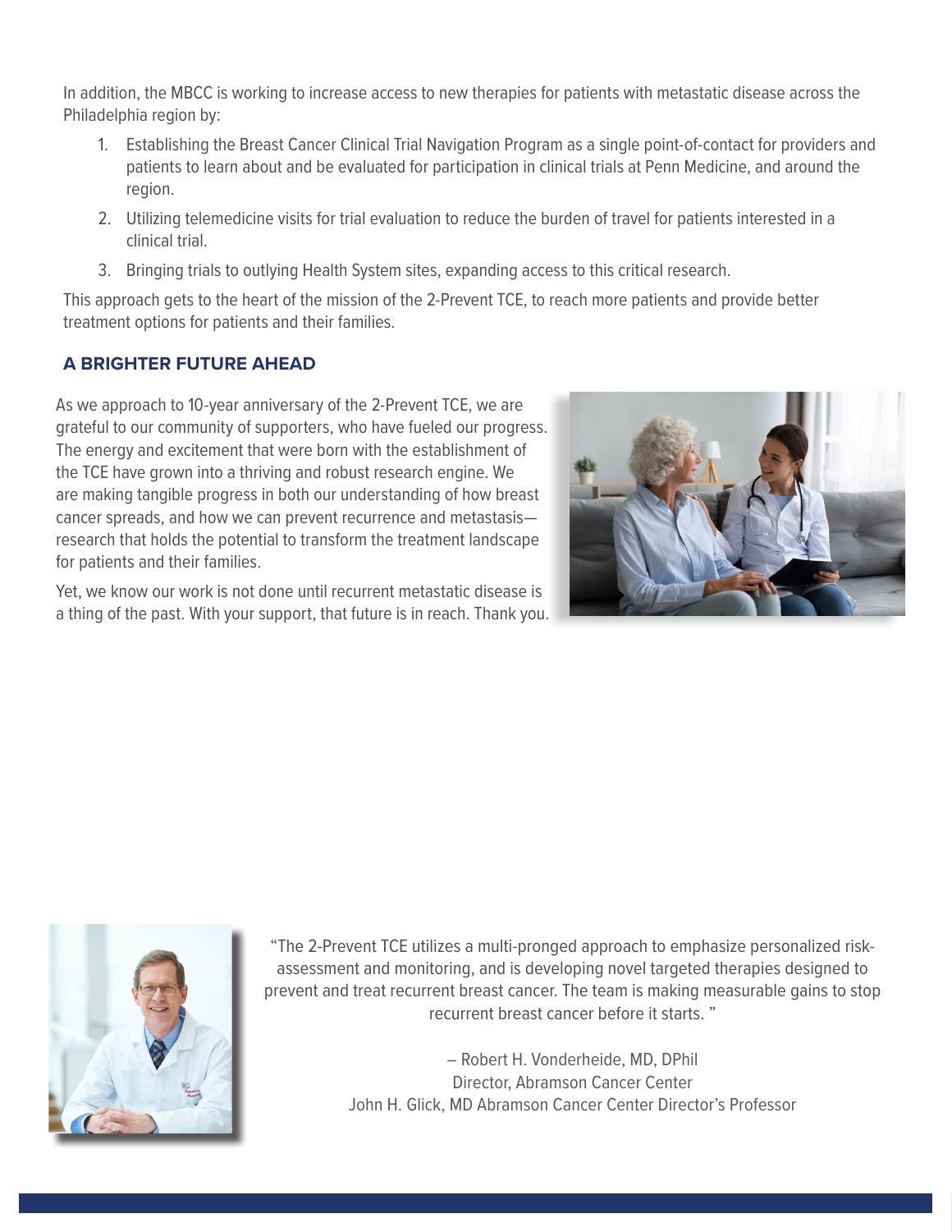In addition, the MBCC is working to increase access to new therapies for patients with metastatic disease across the Philadelphia region by:

1. Establishing the Breast Cancer Clinical Trial Navigation Program as a single point-of-contact for providers and patients to learn about and be evaluated for participation in clinical trials at Penn Medicine, and around the region.
2. Utilizing telemedicine visits for trial evaluation to reduce the burden of travel for patients interested in a clinical trial.
3. Bringing trials to outlying Health System sites, expanding access to this critical research.

This approach gets to the heart of the mission of the 2-Prevent TCE, to reach more patients and provide better treatment options for patients and their families.

## A BRIGHTER FUTURE AHEAD

As we approach to 10-year anniversary of the 2-Prevent TCE, we are grateful to our community of supporters, who have fueled our progress. The energy and excitement that were born with the establishment of the TCE have grown into a thriving and robust research engine. We are making tangible progress in both our understanding of how breast cancer spreads, and how we can prevent recurrence and metastasis—research that holds the potential to transform the treatment landscape for patients and their families.

Yet, we know our work is not done until recurrent metastatic disease is a thing of the past. With your support, that future is in reach. Thank you.

"The 2-Prevent TCE utilizes a multi-pronged approach to emphasize personalized risk-assessment and monitoring, and is developing novel targeted therapies designed to prevent and treat recurrent breast cancer. The team is making measurable gains to stop recurrent breast cancer before it starts. "

– Robert H. Vonderheide, MD, DPhil
Director, Abramson Cancer Center
John H. Glick, MD Abramson Cancer Center Director's Professor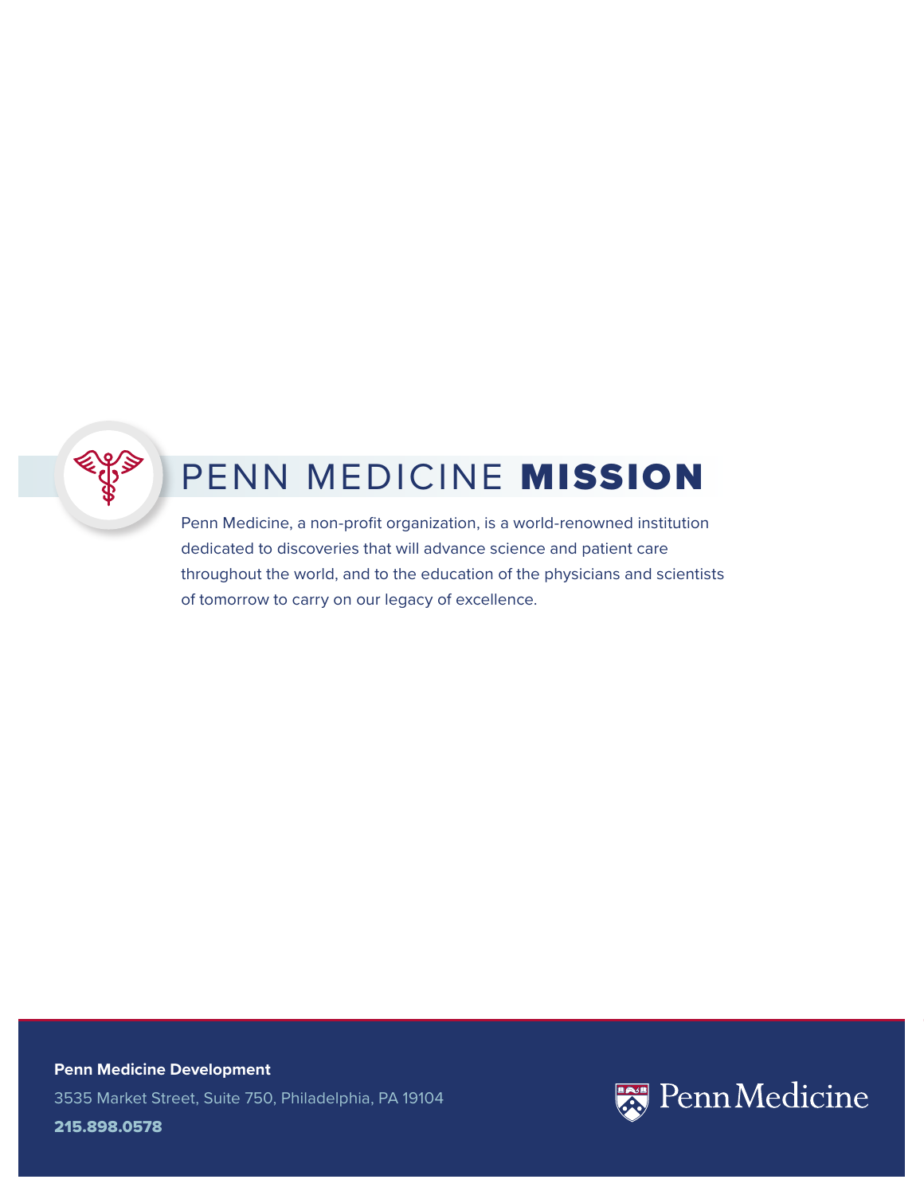# PENN MEDICINE **MISSION**

Penn Medicine, a non-profit organization, is a world-renowned institution dedicated to discoveries that will advance science and patient care throughout the world, and to the education of the physicians and scientists of tomorrow to carry on our legacy of excellence.

**Penn Medicine Development**

3535 Market Street, Suite 750, Philadelphia, PA 19104

**215.898.0578**

Penn Medicine